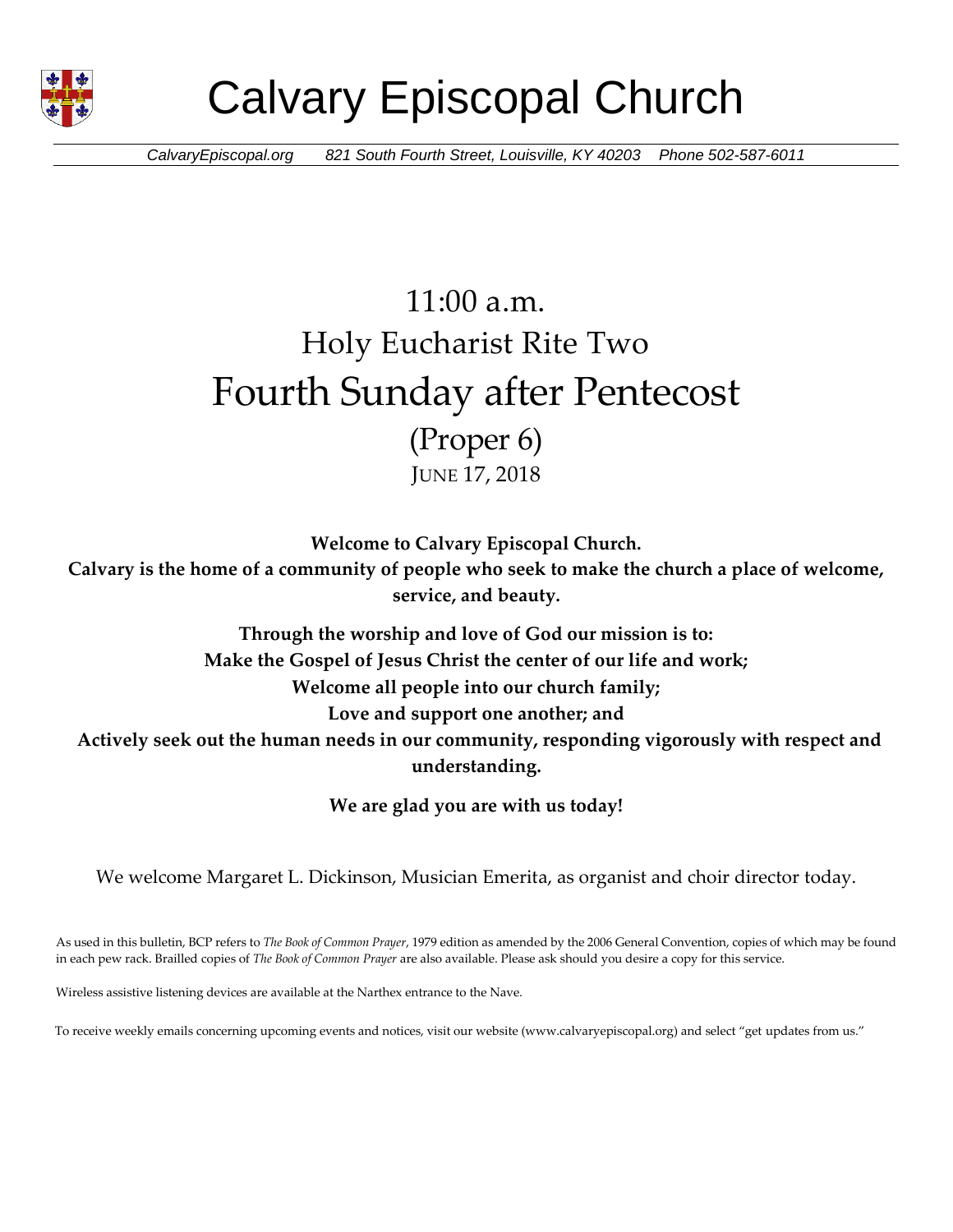# Calvary Episcopal Church

*CalvaryEpiscopal.org 821 South Fourth Street, Louisville, KY 40203 Phone 502-587-6011*

11:00 a.m.

Holy Eucharist Rite Two

## Fourth Sunday after Pentecost

(Proper 6)

JUNE 17, 2018

**Welcome to Calvary Episcopal Church.**
**Calvary is the home of a community of people who seek to make the church a place of welcome, service, and beauty.**

**Through the worship and love of God our mission is to:**
**Make the Gospel of Jesus Christ the center of our life and work;**
**Welcome all people into our church family;**
**Love and support one another; and**
**Actively seek out the human needs in our community, responding vigorously with respect and understanding.**

**We are glad you are with us today!**

We welcome Margaret L. Dickinson, Musician Emerita, as organist and choir director today.

As used in this bulletin, BCP refers to *The Book of Common Prayer*, 1979 edition as amended by the 2006 General Convention, copies of which may be found in each pew rack. Brailled copies of *The Book of Common Prayer* are also available. Please ask should you desire a copy for this service.

Wireless assistive listening devices are available at the Narthex entrance to the Nave.

To receive weekly emails concerning upcoming events and notices, visit our website (www.calvaryepiscopal.org) and select "get updates from us."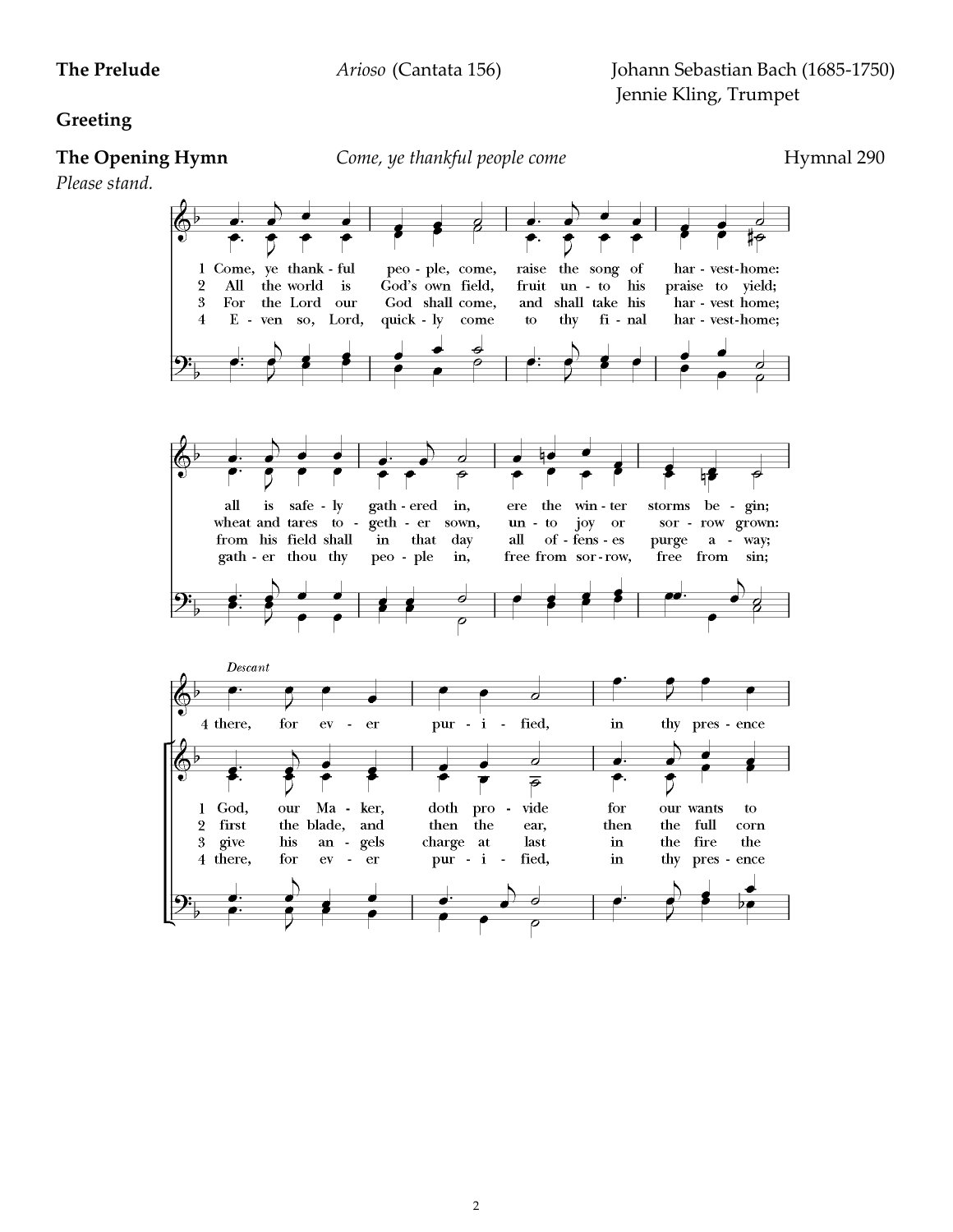**The Prelude** *Arioso* (Cantata 156) Johann Sebastian Bach (1685-1750)
Jennie Kling, Trumpet

**Greeting**

**The Opening Hymn** *Come, ye thankful people come* Hymnal 290

*Please stand.*

1 Come, ye thankful people, come, raise the song of harvest-home: all is safely gathered in, ere the winter storms begin; God, our Maker, doth provide for our wants to

2 All the world is God's own field, fruit unto his praise to yield; wheat and tares together sown, unto joy or sorrow grown: first the blade, and then the ear, then the full corn

3 For the Lord our God shall come, and shall take his harvest home; from his field shall in that day all offenses purge away; give his angels charge at last in the fire the

4 Even so, Lord, quickly come to thy final harvest-home; gather thou thy people in, free from sorrow, free from sin; there, for ever purified, in thy presence

*Descant*

4 there, for ever purified, in thy presence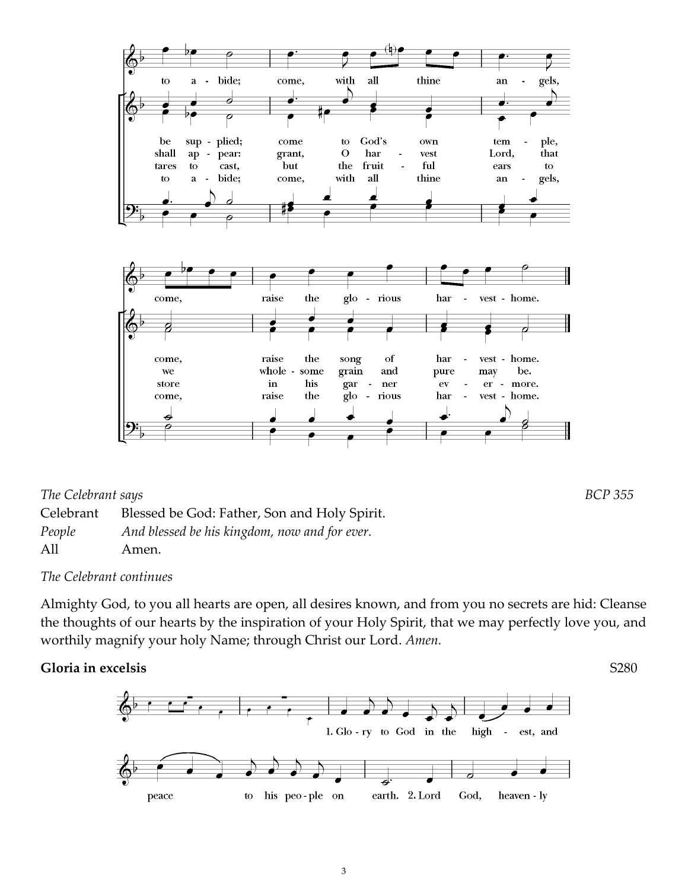to a - bide; come, with all thine an - gels,

be sup - plied; come to God's own tem - ple,
shall ap - pear: grant, O har - vest Lord, that
tares to cast, but the fruit - ful ears to
to a - bide; come, with all thine an - gels,

come, raise the glo - rious har - vest - home.

come, raise the song of har - vest - home.
we whole - some grain and pure may be.
store in his gar - ner ev - er - more.
come, raise the glo - rious har - vest - home.

*The Celebrant says* BCP 355

| | |
|---|---|
| Celebrant | Blessed be God: Father, Son and Holy Spirit. |
| *People* | *And blessed be his kingdom, now and for ever.* |
| All | Amen. |

*The Celebrant continues*

Almighty God, to you all hearts are open, all desires known, and from you no secrets are hid: Cleanse the thoughts of our hearts by the inspiration of your Holy Spirit, that we may perfectly love you, and worthily magnify your holy Name; through Christ our Lord. *Amen.*

**Gloria in excelsis** S280

1. Glo - ry to God in the high - est, and

peace to his peo - ple on earth. 2. Lord God, heaven - ly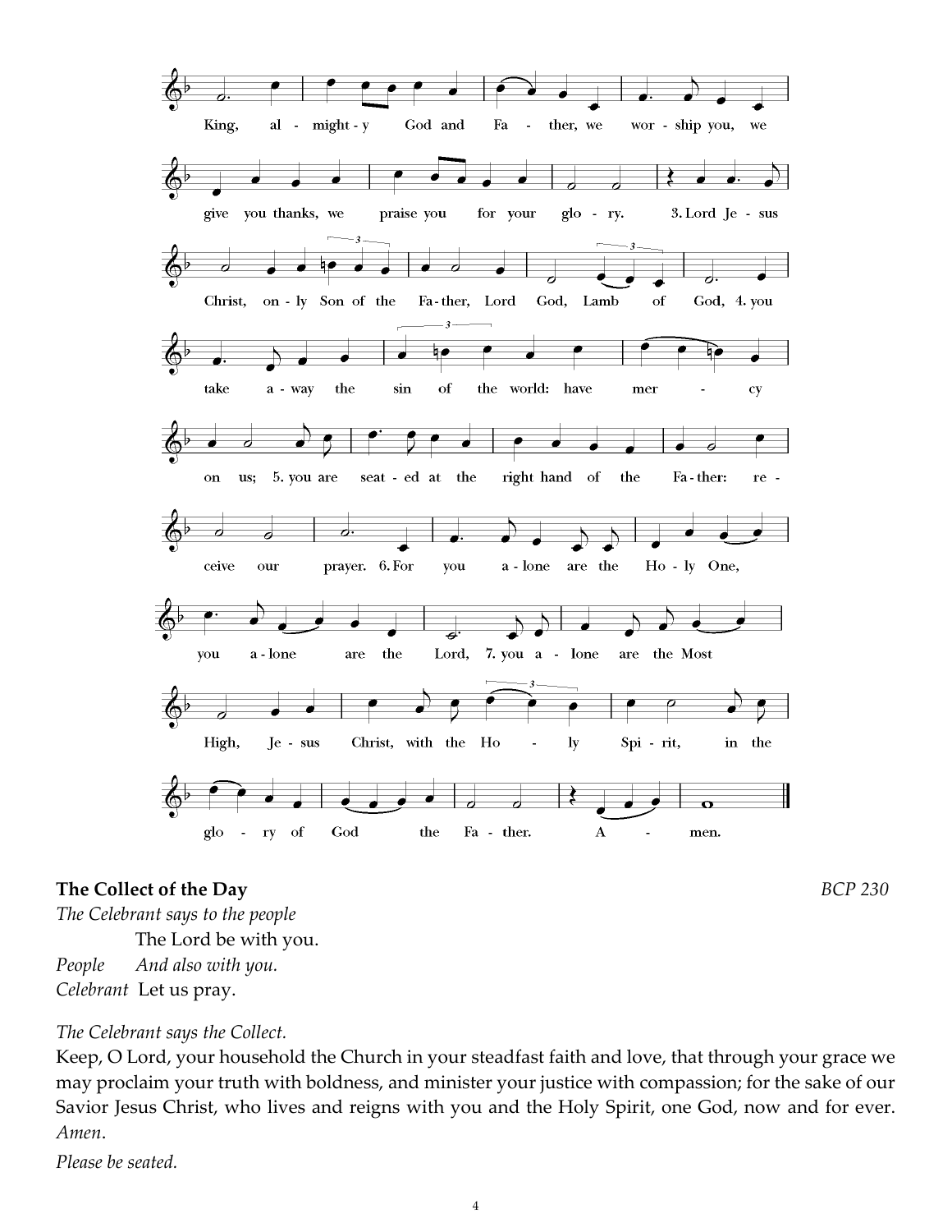King, al - might - y God and Fa - ther, we wor - ship you, we

give you thanks, we praise you for your glo - ry. 3. Lord Je - sus

Christ, on - ly Son of the Fa - ther, Lord God, Lamb of God, 4. you

take a - way the sin of the world: have mer - cy

on us; 5. you are seat - ed at the right hand of the Fa - ther: re -

ceive our prayer. 6. For you a - lone are the Ho - ly One,

you a - lone are the Lord, 7. you a - lone are the Most

High, Je - sus Christ, with the Ho - ly Spi - rit, in the

glo - ry of God the Fa - ther. A - men.

**The Collect of the Day** *BCP 230*

*The Celebrant says to the people*

The Lord be with you.

*People* *And also with you.*

*Celebrant* Let us pray.

*The Celebrant says the Collect.*

Keep, O Lord, your household the Church in your steadfast faith and love, that through your grace we may proclaim your truth with boldness, and minister your justice with compassion; for the sake of our Savior Jesus Christ, who lives and reigns with you and the Holy Spirit, one God, now and for ever. *Amen*.

*Please be seated.*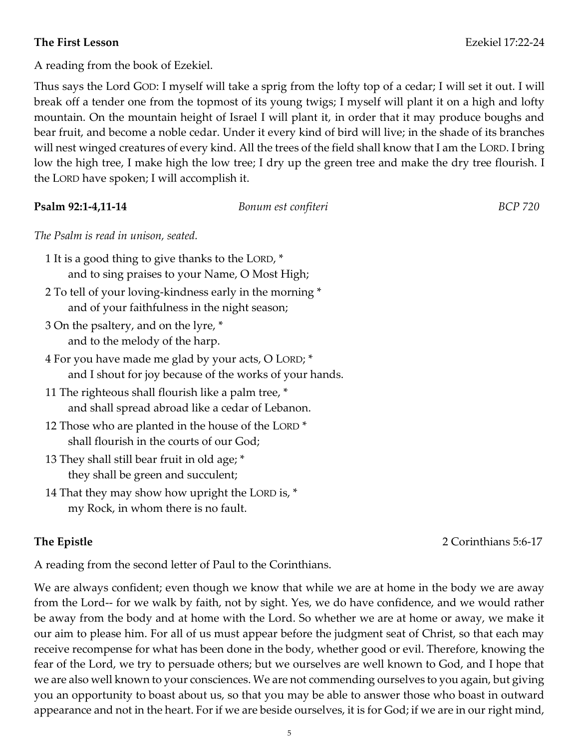**The First Lesson** Ezekiel 17:22-24

A reading from the book of Ezekiel.

Thus says the Lord GOD: I myself will take a sprig from the lofty top of a cedar; I will set it out. I will break off a tender one from the topmost of its young twigs; I myself will plant it on a high and lofty mountain. On the mountain height of Israel I will plant it, in order that it may produce boughs and bear fruit, and become a noble cedar. Under it every kind of bird will live; in the shade of its branches will nest winged creatures of every kind. All the trees of the field shall know that I am the LORD. I bring low the high tree, I make high the low tree; I dry up the green tree and make the dry tree flourish. I the LORD have spoken; I will accomplish it.

**Psalm 92:1-4,11-14** *Bonum est confiteri* *BCP 720*

*The Psalm is read in unison, seated.*

1 It is a good thing to give thanks to the LORD, *
and to sing praises to your Name, O Most High;

2 To tell of your loving-kindness early in the morning *
and of your faithfulness in the night season;

3 On the psaltery, and on the lyre, *
and to the melody of the harp.

4 For you have made me glad by your acts, O LORD; *
and I shout for joy because of the works of your hands.

11 The righteous shall flourish like a palm tree, *
and shall spread abroad like a cedar of Lebanon.

12 Those who are planted in the house of the LORD *
shall flourish in the courts of our God;

13 They shall still bear fruit in old age; *
they shall be green and succulent;

14 That they may show how upright the LORD is, *
my Rock, in whom there is no fault.

**The Epistle** 2 Corinthians 5:6-17

A reading from the second letter of Paul to the Corinthians.

We are always confident; even though we know that while we are at home in the body we are away from the Lord-- for we walk by faith, not by sight. Yes, we do have confidence, and we would rather be away from the body and at home with the Lord. So whether we are at home or away, we make it our aim to please him. For all of us must appear before the judgment seat of Christ, so that each may receive recompense for what has been done in the body, whether good or evil. Therefore, knowing the fear of the Lord, we try to persuade others; but we ourselves are well known to God, and I hope that we are also well known to your consciences. We are not commending ourselves to you again, but giving you an opportunity to boast about us, so that you may be able to answer those who boast in outward appearance and not in the heart. For if we are beside ourselves, it is for God; if we are in our right mind,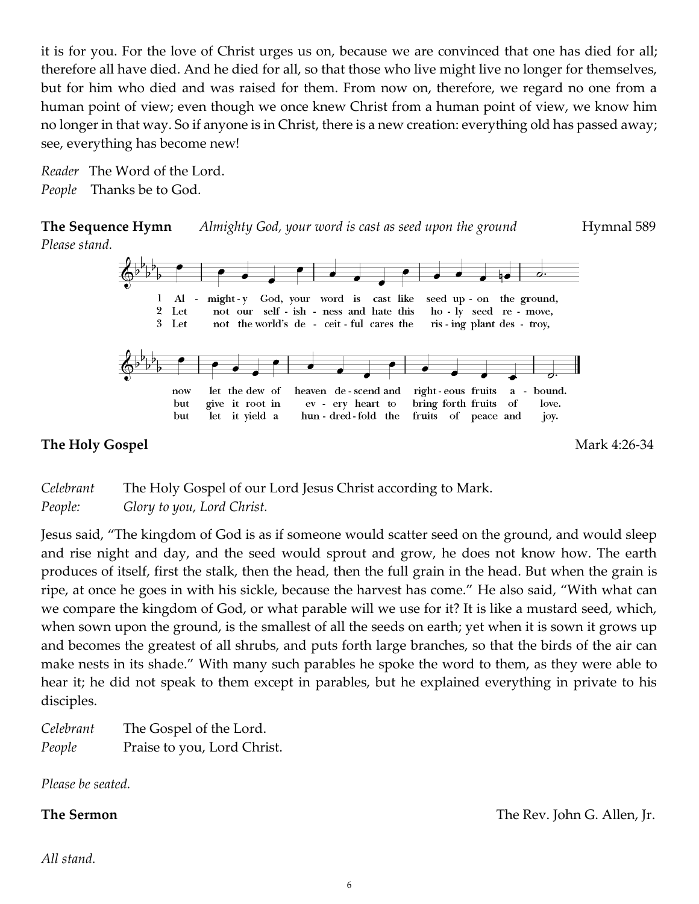it is for you. For the love of Christ urges us on, because we are convinced that one has died for all; therefore all have died. And he died for all, so that those who live might live no longer for themselves, but for him who died and was raised for them. From now on, therefore, we regard no one from a human point of view; even though we once knew Christ from a human point of view, we know him no longer in that way. So if anyone is in Christ, there is a new creation: everything old has passed away; see, everything has become new!

*Reader* The Word of the Lord.
*People* Thanks be to God.

**The Sequence Hymn** *Almighty God, your word is cast as seed upon the ground* Hymnal 589
*Please stand.*

1 Al - might - y God, your word is cast like seed up - on the ground,
2 Let not our self - ish - ness and hate this ho - ly seed re - move,
3 Let not the world's de - ceit - ful cares the ris - ing plant des - troy,

now let the dew of heaven de - scend and right - eous fruits a - bound.
but give it root in ev - ery heart to bring forth fruits of love.
but let it yield a hun - dred - fold the fruits of peace and joy.

**The Holy Gospel** Mark 4:26-34

*Celebrant* The Holy Gospel of our Lord Jesus Christ according to Mark.
*People:* *Glory to you, Lord Christ.*

Jesus said, "The kingdom of God is as if someone would scatter seed on the ground, and would sleep and rise night and day, and the seed would sprout and grow, he does not know how. The earth produces of itself, first the stalk, then the head, then the full grain in the head. But when the grain is ripe, at once he goes in with his sickle, because the harvest has come." He also said, "With what can we compare the kingdom of God, or what parable will we use for it? It is like a mustard seed, which, when sown upon the ground, is the smallest of all the seeds on earth; yet when it is sown it grows up and becomes the greatest of all shrubs, and puts forth large branches, so that the birds of the air can make nests in its shade." With many such parables he spoke the word to them, as they were able to hear it; he did not speak to them except in parables, but he explained everything in private to his disciples.

*Celebrant* The Gospel of the Lord.
*People* Praise to you, Lord Christ.

*Please be seated.*

**The Sermon** The Rev. John G. Allen, Jr.

*All stand.*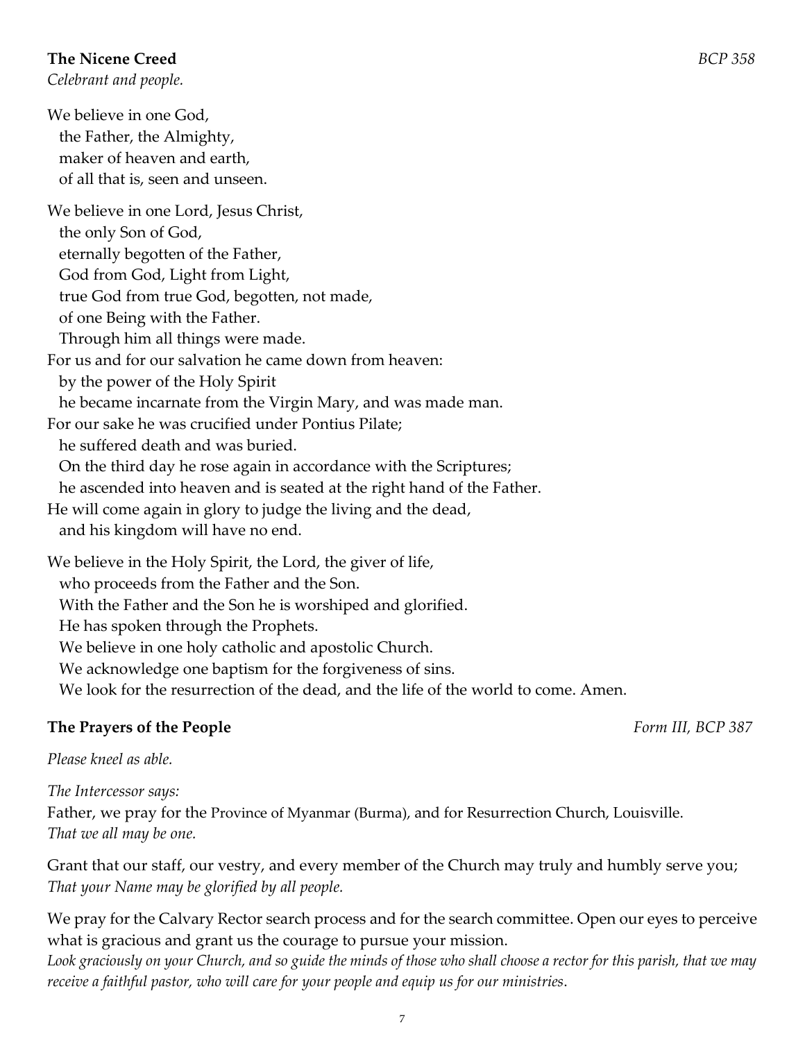**The Nicene Creed** *BCP 358*

*Celebrant and people.*

We believe in one God,
the Father, the Almighty,
maker of heaven and earth,
of all that is, seen and unseen.

We believe in one Lord, Jesus Christ,
the only Son of God,
eternally begotten of the Father,
God from God, Light from Light,
true God from true God, begotten, not made,
of one Being with the Father.
Through him all things were made.
For us and for our salvation he came down from heaven:
by the power of the Holy Spirit
he became incarnate from the Virgin Mary, and was made man.
For our sake he was crucified under Pontius Pilate;
he suffered death and was buried.
On the third day he rose again in accordance with the Scriptures;
he ascended into heaven and is seated at the right hand of the Father.
He will come again in glory to judge the living and the dead,
and his kingdom will have no end.

We believe in the Holy Spirit, the Lord, the giver of life,
who proceeds from the Father and the Son.
With the Father and the Son he is worshiped and glorified.
He has spoken through the Prophets.
We believe in one holy catholic and apostolic Church.
We acknowledge one baptism for the forgiveness of sins.
We look for the resurrection of the dead, and the life of the world to come. Amen.

**The Prayers of the People** *Form III, BCP 387*

*Please kneel as able.*

*The Intercessor says:*

Father, we pray for the Province of Myanmar (Burma), and for Resurrection Church, Louisville.
*That we all may be one.*

Grant that our staff, our vestry, and every member of the Church may truly and humbly serve you;
*That your Name may be glorified by all people.*

We pray for the Calvary Rector search process and for the search committee. Open our eyes to perceive what is gracious and grant us the courage to pursue your mission.
*Look graciously on your Church, and so guide the minds of those who shall choose a rector for this parish, that we may receive a faithful pastor, who will care for your people and equip us for our ministries*.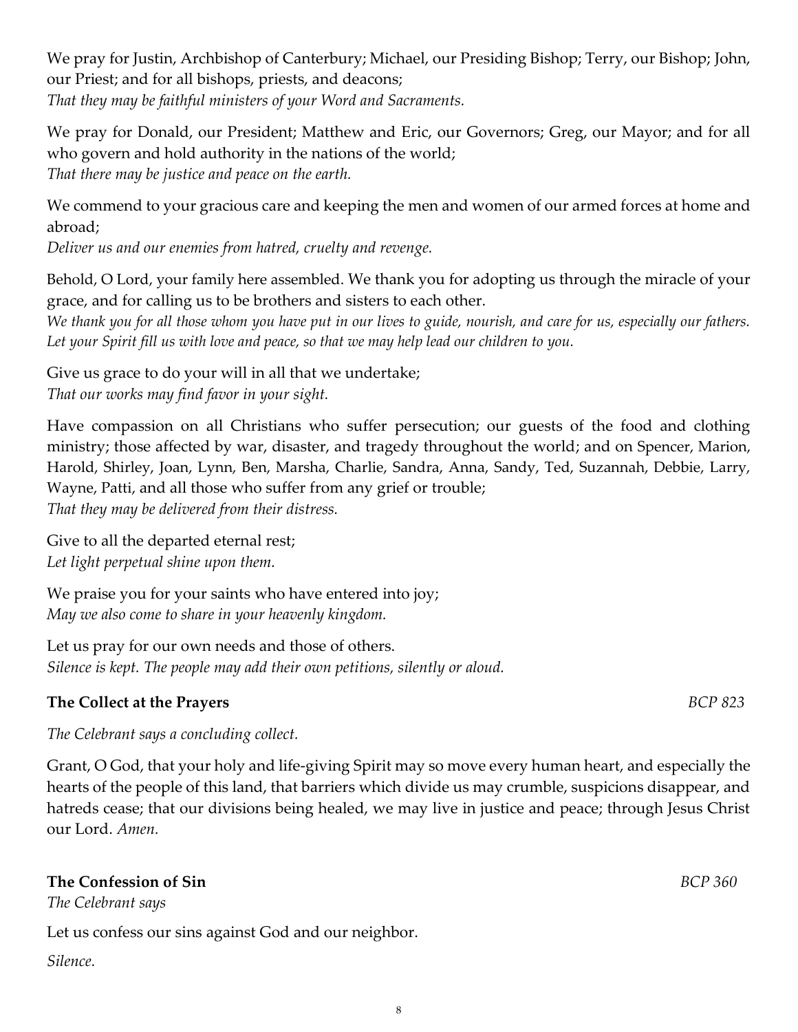We pray for Justin, Archbishop of Canterbury; Michael, our Presiding Bishop; Terry, our Bishop; John, our Priest; and for all bishops, priests, and deacons;
*That they may be faithful ministers of your Word and Sacraments.*

We pray for Donald, our President; Matthew and Eric, our Governors; Greg, our Mayor; and for all who govern and hold authority in the nations of the world;
*That there may be justice and peace on the earth.*

We commend to your gracious care and keeping the men and women of our armed forces at home and abroad;
*Deliver us and our enemies from hatred, cruelty and revenge.*

Behold, O Lord, your family here assembled. We thank you for adopting us through the miracle of your grace, and for calling us to be brothers and sisters to each other.
*We thank you for all those whom you have put in our lives to guide, nourish, and care for us, especially our fathers. Let your Spirit fill us with love and peace, so that we may help lead our children to you.*

Give us grace to do your will in all that we undertake;
*That our works may find favor in your sight.*

Have compassion on all Christians who suffer persecution; our guests of the food and clothing ministry; those affected by war, disaster, and tragedy throughout the world; and on Spencer, Marion, Harold, Shirley, Joan, Lynn, Ben, Marsha, Charlie, Sandra, Anna, Sandy, Ted, Suzannah, Debbie, Larry, Wayne, Patti, and all those who suffer from any grief or trouble;
*That they may be delivered from their distress.*

Give to all the departed eternal rest;
*Let light perpetual shine upon them.*

We praise you for your saints who have entered into joy;
*May we also come to share in your heavenly kingdom.*

Let us pray for our own needs and those of others.
*Silence is kept. The people may add their own petitions, silently or aloud.*

**The Collect at the Prayers** *BCP 823*

*The Celebrant says a concluding collect.*

Grant, O God, that your holy and life-giving Spirit may so move every human heart, and especially the hearts of the people of this land, that barriers which divide us may crumble, suspicions disappear, and hatreds cease; that our divisions being healed, we may live in justice and peace; through Jesus Christ our Lord. *Amen.*

**The Confession of Sin** *BCP 360*

*The Celebrant says*

Let us confess our sins against God and our neighbor.

*Silence.*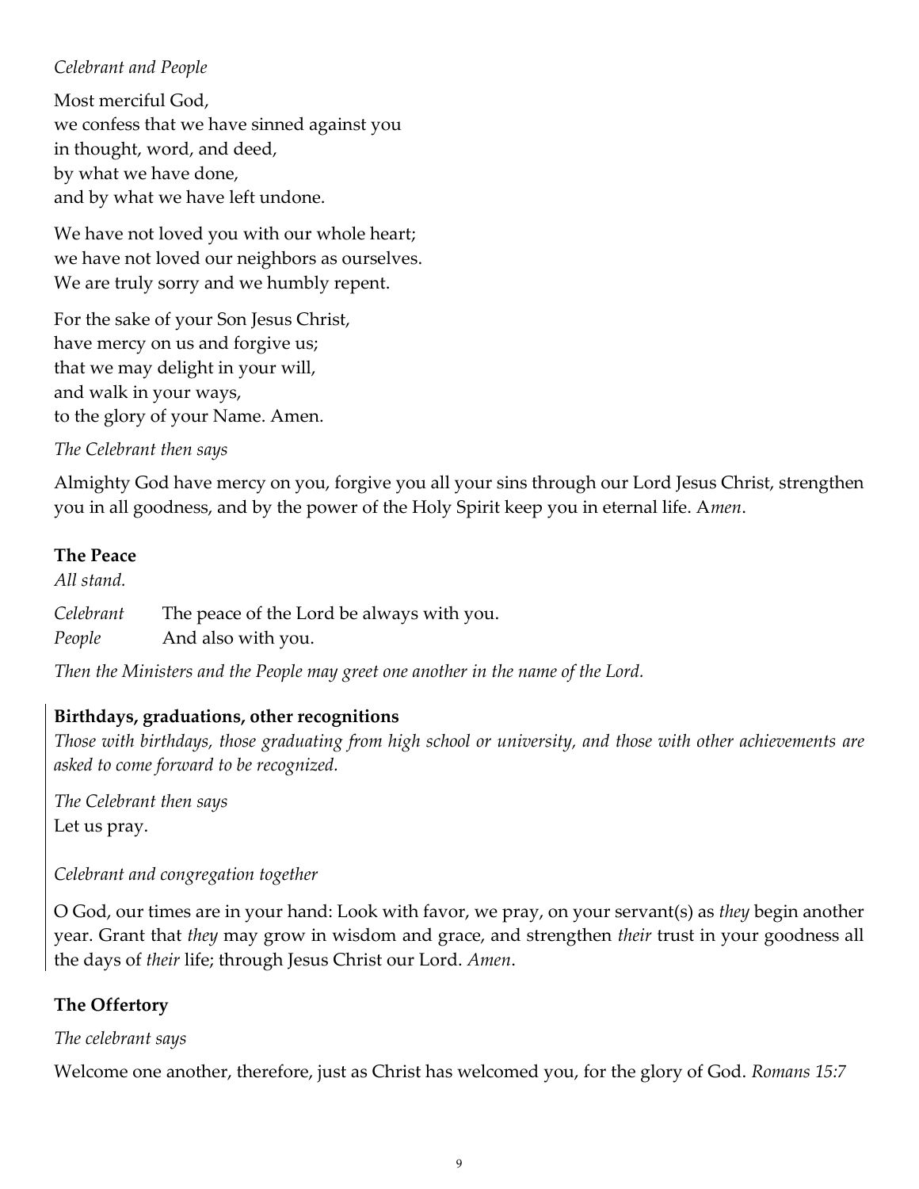*Celebrant and People*

Most merciful God,
we confess that we have sinned against you
in thought, word, and deed,
by what we have done,
and by what we have left undone.

We have not loved you with our whole heart;
we have not loved our neighbors as ourselves.
We are truly sorry and we humbly repent.

For the sake of your Son Jesus Christ,
have mercy on us and forgive us;
that we may delight in your will,
and walk in your ways,
to the glory of your Name. Amen.

*The Celebrant then says*

Almighty God have mercy on you, forgive you all your sins through our Lord Jesus Christ, strengthen you in all goodness, and by the power of the Holy Spirit keep you in eternal life. A*men*.

**The Peace**

*All stand.*

*Celebrant* The peace of the Lord be always with you.
*People* And also with you.

*Then the Ministers and the People may greet one another in the name of the Lord.*

**Birthdays, graduations, other recognitions**

*Those with birthdays, those graduating from high school or university, and those with other achievements are asked to come forward to be recognized.*

*The Celebrant then says*
Let us pray.

*Celebrant and congregation together*

O God, our times are in your hand: Look with favor, we pray, on your servant(s) as *they* begin another year. Grant that *they* may grow in wisdom and grace, and strengthen *their* trust in your goodness all the days of *their* life; through Jesus Christ our Lord. *Amen*.

**The Offertory**

*The celebrant says*

Welcome one another, therefore, just as Christ has welcomed you, for the glory of God. *Romans 15:7*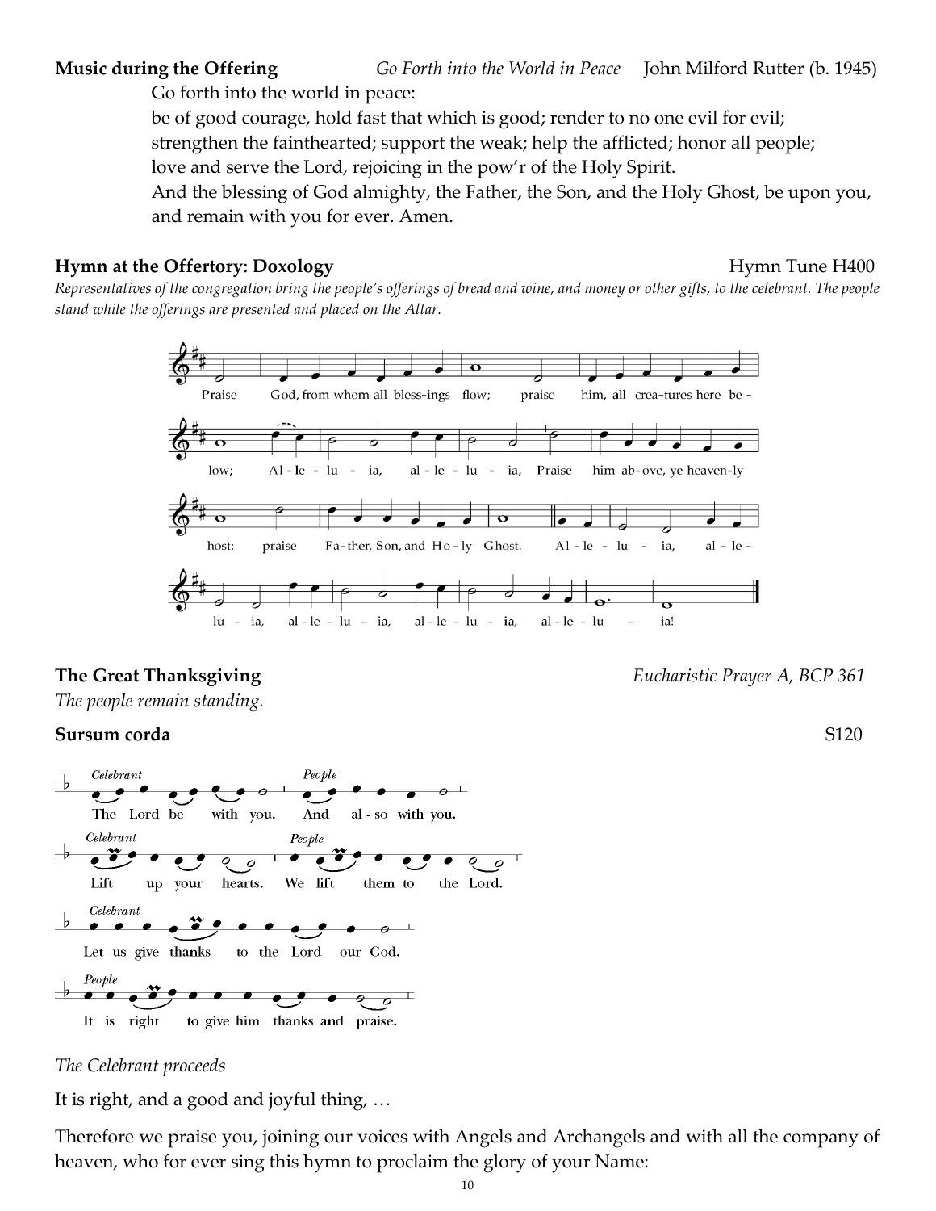**Music during the Offering** *Go Forth into the World in Peace* John Milford Rutter (b. 1945)

Go forth into the world in peace:
be of good courage, hold fast that which is good; render to no one evil for evil;
strengthen the fainthearted; support the weak; help the afflicted; honor all people;
love and serve the Lord, rejoicing in the pow'r of the Holy Spirit.
And the blessing of God almighty, the Father, the Son, and the Holy Ghost, be upon you, and remain with you for ever. Amen.

**Hymn at the Offertory: Doxology** Hymn Tune H400

*Representatives of the congregation bring the people's offerings of bread and wine, and money or other gifts, to the celebrant. The people stand while the offerings are presented and placed on the Altar.*

Praise God, from whom all bless-ings flow; praise him, all crea-tures here be-low; Al-le-lu-ia, al-le-lu-ia, Praise him ab-ove, ye heaven-ly host: praise Fa-ther, Son, and Ho-ly Ghost. Al-le-lu-ia, al-le-lu-ia, al-le-lu-ia, al-le-lu-ia, al-le-lu-ia!

**The Great Thanksgiving** *Eucharistic Prayer A, BCP 361*

*The people remain standing.*

**Sursum corda** S120

*Celebrant* The Lord be with you. *People* And also with you.

*Celebrant* Lift up your hearts. *People* We lift them to the Lord.

*Celebrant* Let us give thanks to the Lord our God.

*People* It is right to give him thanks and praise.

*The Celebrant proceeds*

It is right, and a good and joyful thing, …

Therefore we praise you, joining our voices with Angels and Archangels and with all the company of heaven, who for ever sing this hymn to proclaim the glory of your Name: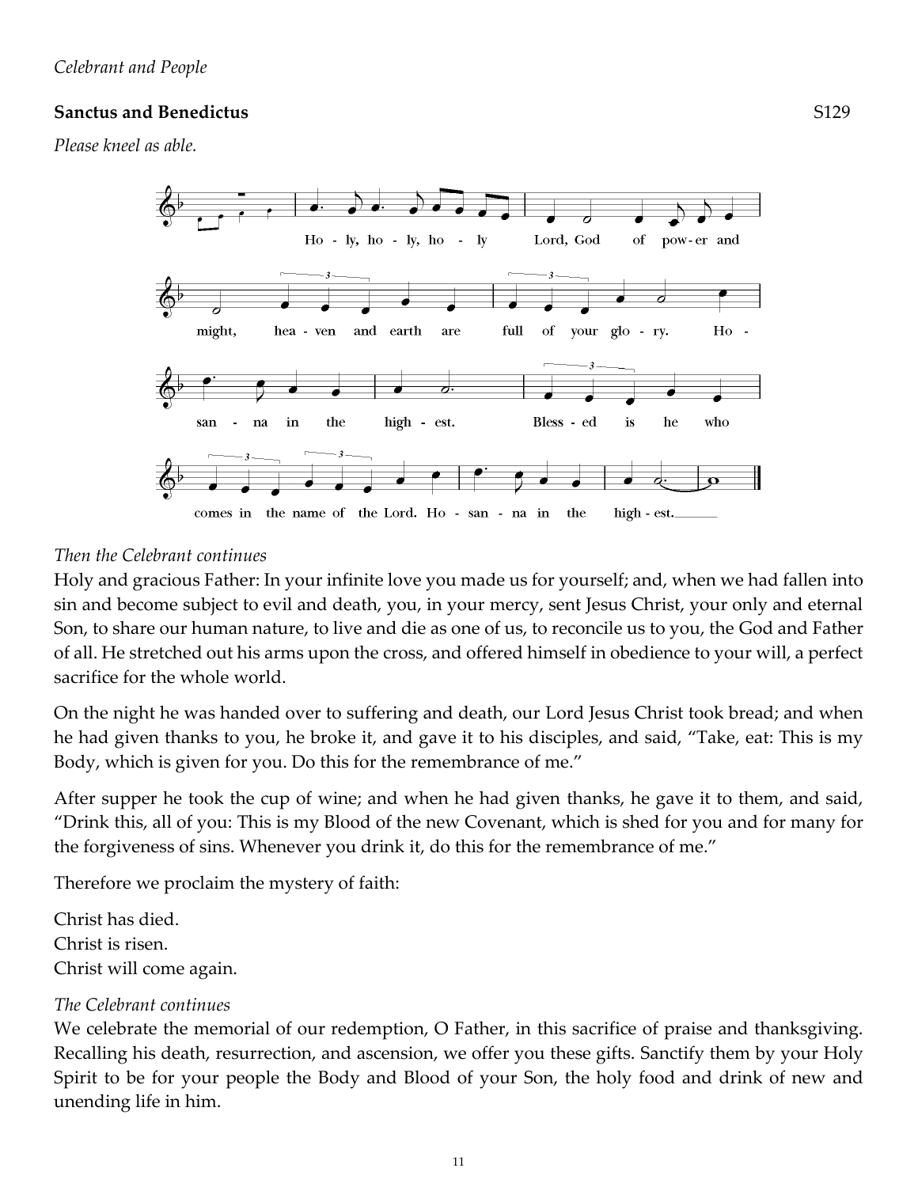*Celebrant and People*

**Sanctus and Benedictus** S129

*Please kneel as able.*

*Then the Celebrant continues*

Holy and gracious Father: In your infinite love you made us for yourself; and, when we had fallen into sin and become subject to evil and death, you, in your mercy, sent Jesus Christ, your only and eternal Son, to share our human nature, to live and die as one of us, to reconcile us to you, the God and Father of all. He stretched out his arms upon the cross, and offered himself in obedience to your will, a perfect sacrifice for the whole world.

On the night he was handed over to suffering and death, our Lord Jesus Christ took bread; and when he had given thanks to you, he broke it, and gave it to his disciples, and said, "Take, eat: This is my Body, which is given for you. Do this for the remembrance of me."

After supper he took the cup of wine; and when he had given thanks, he gave it to them, and said, "Drink this, all of you: This is my Blood of the new Covenant, which is shed for you and for many for the forgiveness of sins. Whenever you drink it, do this for the remembrance of me."

Therefore we proclaim the mystery of faith:

Christ has died.
Christ is risen.
Christ will come again.

*The Celebrant continues*

We celebrate the memorial of our redemption, O Father, in this sacrifice of praise and thanksgiving. Recalling his death, resurrection, and ascension, we offer you these gifts. Sanctify them by your Holy Spirit to be for your people the Body and Blood of your Son, the holy food and drink of new and unending life in him.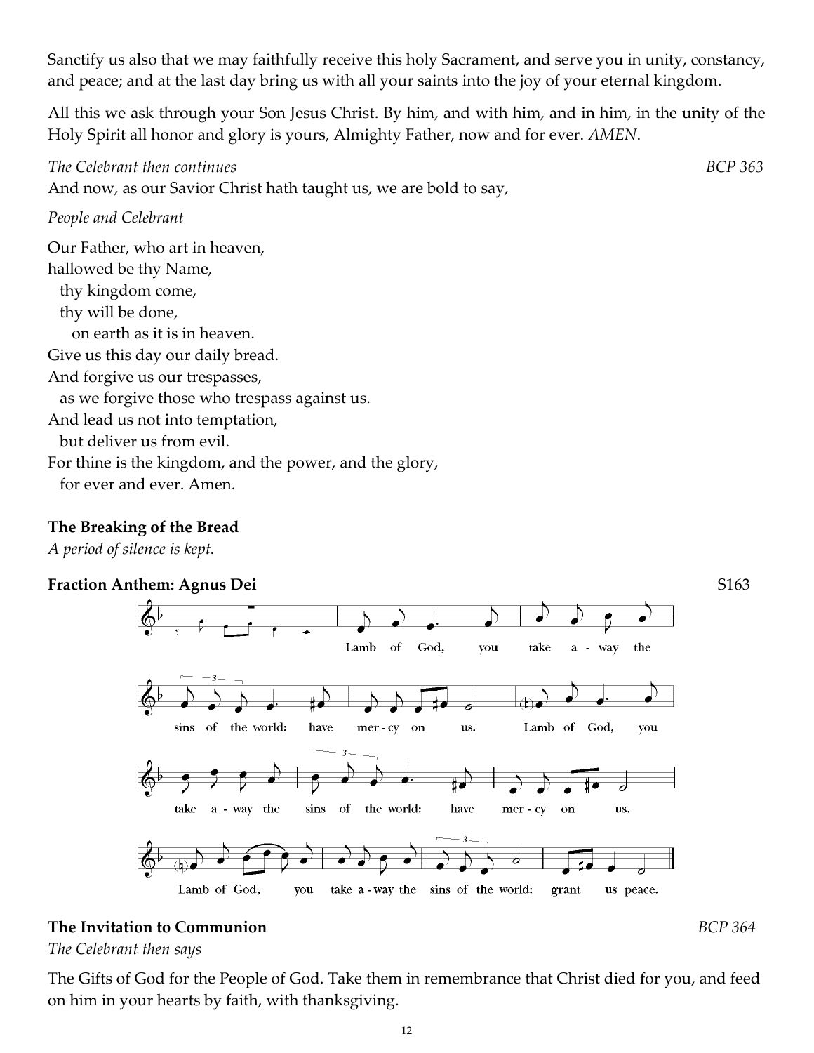Sanctify us also that we may faithfully receive this holy Sacrament, and serve you in unity, constancy, and peace; and at the last day bring us with all your saints into the joy of your eternal kingdom.

All this we ask through your Son Jesus Christ. By him, and with him, and in him, in the unity of the Holy Spirit all honor and glory is yours, Almighty Father, now and for ever. *AMEN*.

*The Celebrant then continues* *BCP 363*

And now, as our Savior Christ hath taught us, we are bold to say,

*People and Celebrant*

Our Father, who art in heaven,
hallowed be thy Name,
  thy kingdom come,
  thy will be done,
    on earth as it is in heaven.
Give us this day our daily bread.
And forgive us our trespasses,
  as we forgive those who trespass against us.
And lead us not into temptation,
  but deliver us from evil.
For thine is the kingdom, and the power, and the glory,
  for ever and ever. Amen.

**The Breaking of the Bread**

*A period of silence is kept.*

**Fraction Anthem: Agnus Dei** S163

Lamb of God, you take a-way the sins of the world: have mer-cy on us. Lamb of God, you take a-way the sins of the world: have mer-cy on us. Lamb of God, you take a-way the sins of the world: grant us peace.

**The Invitation to Communion** *BCP 364*

*The Celebrant then says*

The Gifts of God for the People of God. Take them in remembrance that Christ died for you, and feed on him in your hearts by faith, with thanksgiving.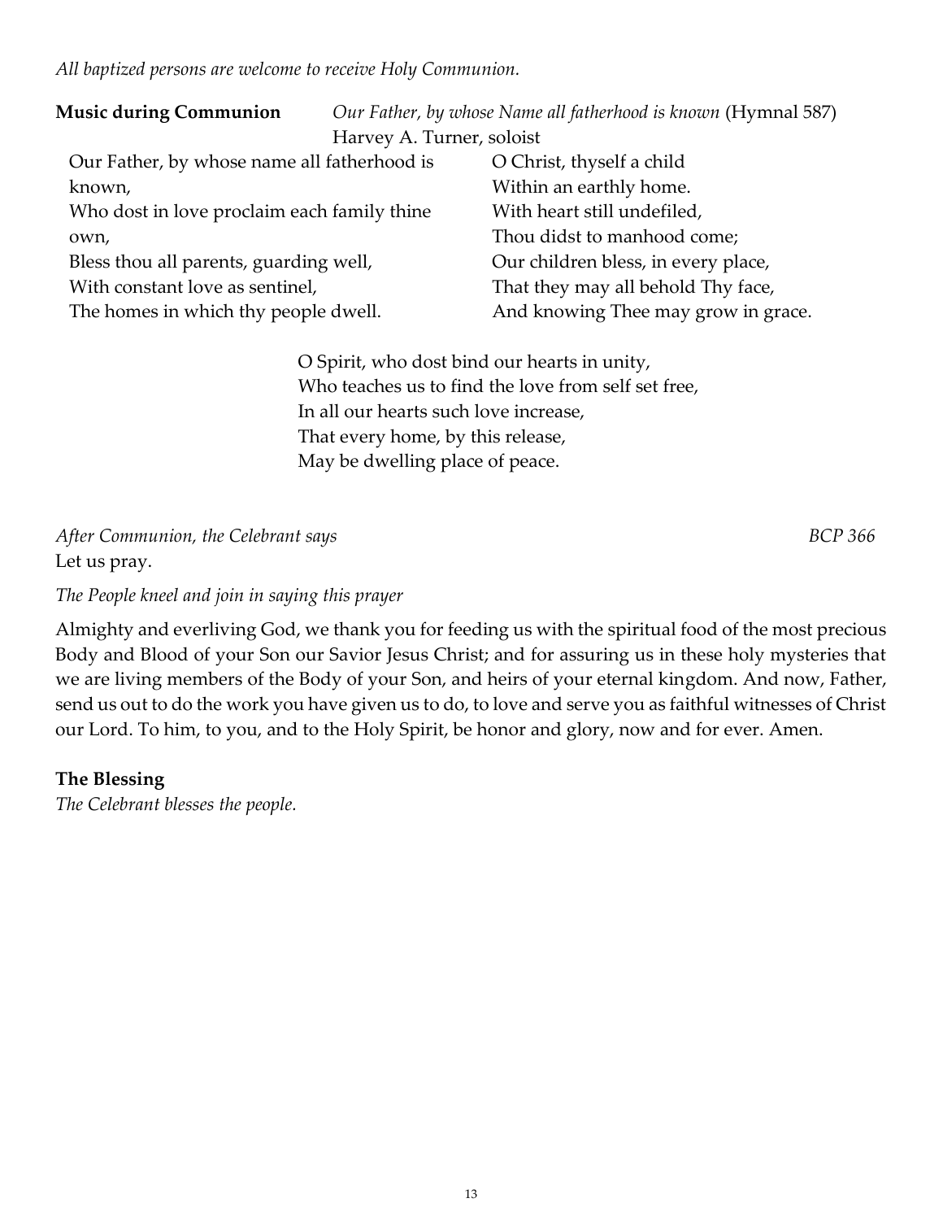*All baptized persons are welcome to receive Holy Communion.*

**Music during Communion** *Our Father, by whose Name all fatherhood is known* (Hymnal 587)
Harvey A. Turner, soloist

Our Father, by whose name all fatherhood is known,
Who dost in love proclaim each family thine own,
Bless thou all parents, guarding well,
With constant love as sentinel,
The homes in which thy people dwell.

O Christ, thyself a child
Within an earthly home.
With heart still undefiled,
Thou didst to manhood come;
Our children bless, in every place,
That they may all behold Thy face,
And knowing Thee may grow in grace.

O Spirit, who dost bind our hearts in unity,
Who teaches us to find the love from self set free,
In all our hearts such love increase,
That every home, by this release,
May be dwelling place of peace.

*After Communion, the Celebrant says* *BCP 366*
Let us pray.

*The People kneel and join in saying this prayer*

Almighty and everliving God, we thank you for feeding us with the spiritual food of the most precious Body and Blood of your Son our Savior Jesus Christ; and for assuring us in these holy mysteries that we are living members of the Body of your Son, and heirs of your eternal kingdom. And now, Father, send us out to do the work you have given us to do, to love and serve you as faithful witnesses of Christ our Lord. To him, to you, and to the Holy Spirit, be honor and glory, now and for ever. Amen.

**The Blessing**
*The Celebrant blesses the people.*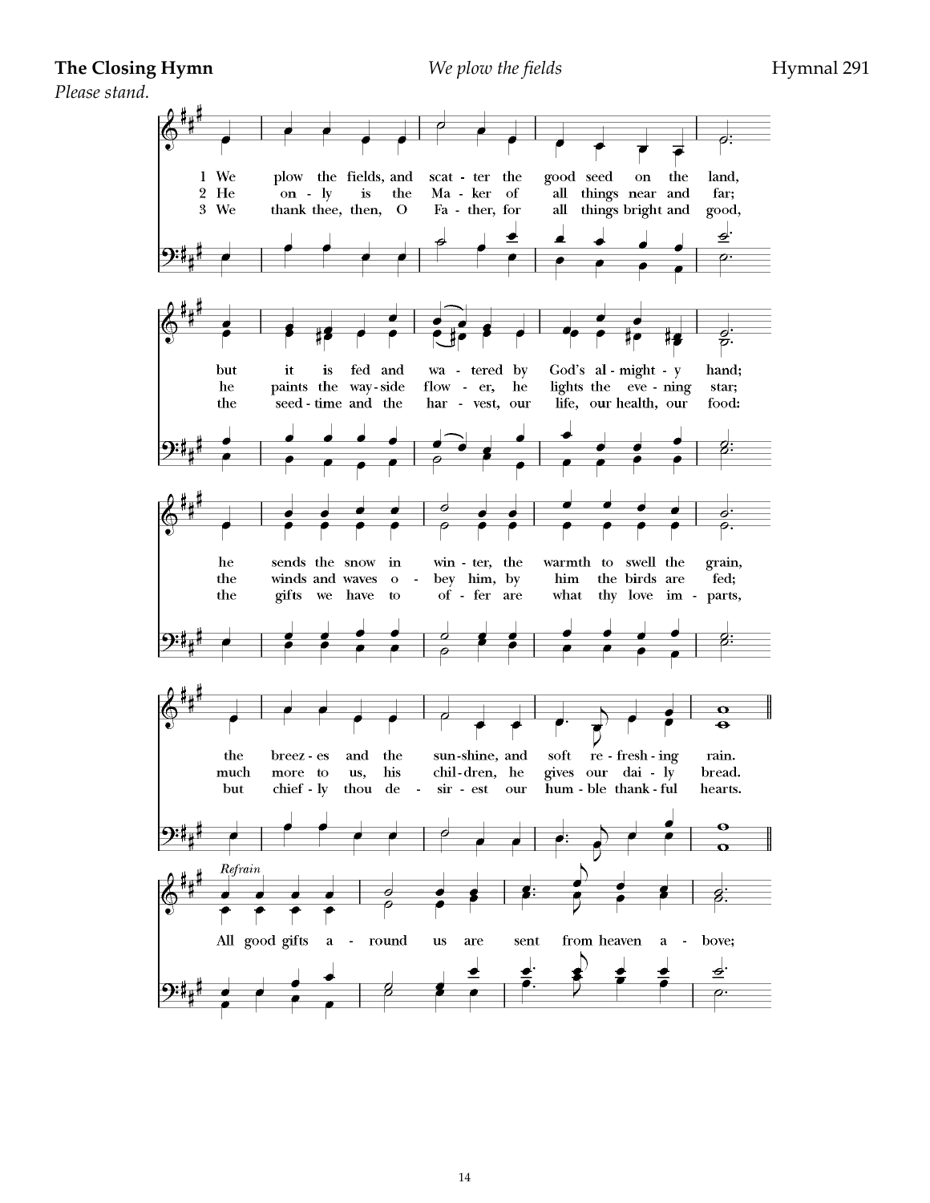**The Closing Hymn** *We plow the fields* Hymnal 291

*Please stand.*

1 We plow the fields, and scat - ter the good seed on the land,
but it is fed and wa - tered by God's al - might - y hand;
he sends the snow in win - ter, the warmth to swell the grain,
the breez - es and the sun-shine, and soft re - fresh - ing rain.

2 He on - ly is the Ma - ker of all things near and far;
he paints the way-side flow - er, he lights the eve - ning star;
the winds and waves o - bey him, by him the birds are fed;
much more to us, his chil - dren, he gives our dai - ly bread.

3 We thank thee, then, O Fa - ther, for all things bright and good,
the seed-time and the har - vest, our life, our health, our food:
the gifts we have to of - fer are what thy love im - parts,
but chief - ly thou de - sir - est our hum - ble thank - ful hearts.

*Refrain*

All good gifts a - round us are sent from heaven a - bove;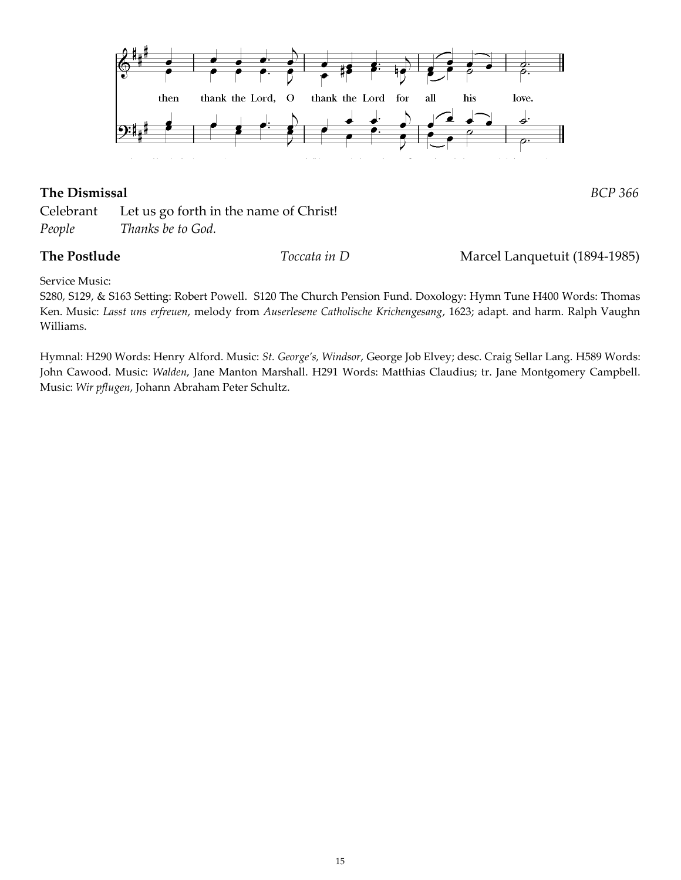then thank the Lord, O thank the Lord for all his love.

**The Dismissal** *BCP 366*

Celebrant Let us go forth in the name of Christ!
*People Thanks be to God.*

**The Postlude** *Toccata in D* Marcel Lanquetuit (1894-1985)

Service Music:
S280, S129, & S163 Setting: Robert Powell. S120 The Church Pension Fund. Doxology: Hymn Tune H400 Words: Thomas Ken. Music: *Lasst uns erfreuen*, melody from *Auserlesene Catholische Krichengesang*, 1623; adapt. and harm. Ralph Vaughn Williams.

Hymnal: H290 Words: Henry Alford. Music: *St. George's, Windsor*, George Job Elvey; desc. Craig Sellar Lang. H589 Words: John Cawood. Music: *Walden*, Jane Manton Marshall. H291 Words: Matthias Claudius; tr. Jane Montgomery Campbell. Music: *Wir pflugen*, Johann Abraham Peter Schultz.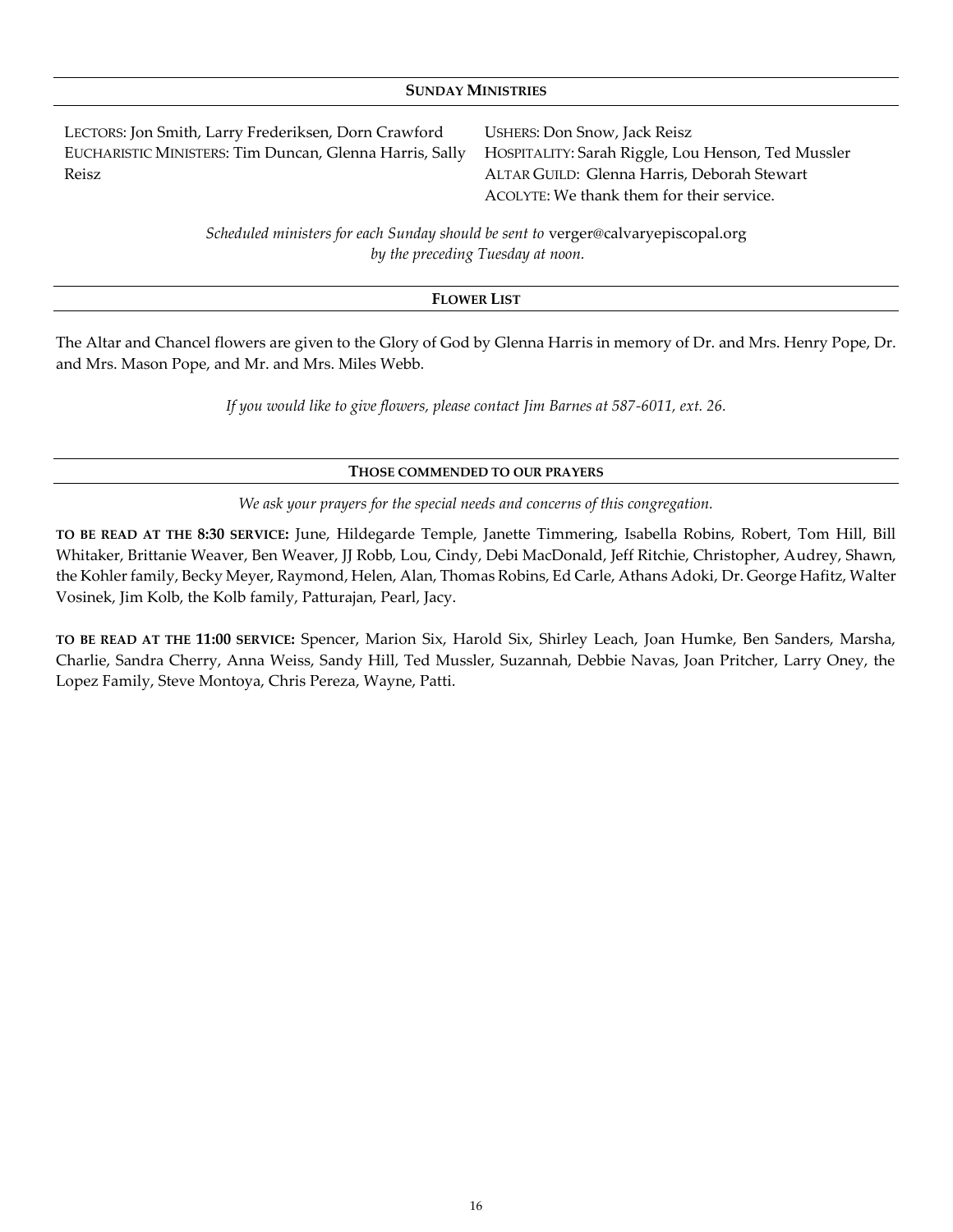## Sunday Ministries

LECTORS: Jon Smith, Larry Frederiksen, Dorn Crawford
EUCHARISTIC MINISTERS: Tim Duncan, Glenna Harris, Sally Reisz

USHERS: Don Snow, Jack Reisz
HOSPITALITY: Sarah Riggle, Lou Henson, Ted Mussler
ALTAR GUILD: Glenna Harris, Deborah Stewart
ACOLYTE: We thank them for their service.

*Scheduled ministers for each Sunday should be sent to* verger@calvaryepiscopal.org *by the preceding Tuesday at noon.*

## Flower List

The Altar and Chancel flowers are given to the Glory of God by Glenna Harris in memory of Dr. and Mrs. Henry Pope, Dr. and Mrs. Mason Pope, and Mr. and Mrs. Miles Webb.

*If you would like to give flowers, please contact Jim Barnes at 587-6011, ext. 26.*

## Those commended to our prayers

*We ask your prayers for the special needs and concerns of this congregation.*

**TO BE READ AT THE 8:30 SERVICE:** June, Hildegarde Temple, Janette Timmering, Isabella Robins, Robert, Tom Hill, Bill Whitaker, Brittanie Weaver, Ben Weaver, JJ Robb, Lou, Cindy, Debi MacDonald, Jeff Ritchie, Christopher, Audrey, Shawn, the Kohler family, Becky Meyer, Raymond, Helen, Alan, Thomas Robins, Ed Carle, Athans Adoki, Dr. George Hafitz, Walter Vosinek, Jim Kolb, the Kolb family, Patturajan, Pearl, Jacy.

**TO BE READ AT THE 11:00 SERVICE:** Spencer, Marion Six, Harold Six, Shirley Leach, Joan Humke, Ben Sanders, Marsha, Charlie, Sandra Cherry, Anna Weiss, Sandy Hill, Ted Mussler, Suzannah, Debbie Navas, Joan Pritcher, Larry Oney, the Lopez Family, Steve Montoya, Chris Pereza, Wayne, Patti.